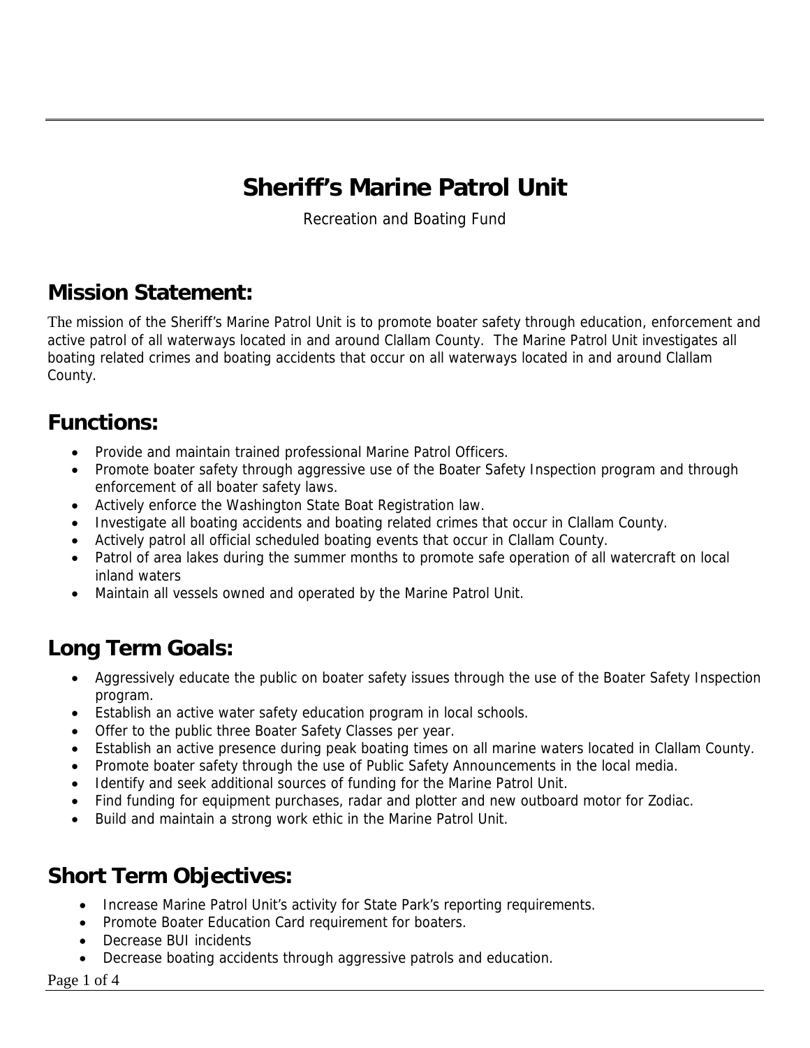# Sheriff's Marine Patrol Unit

Recreation and Boating Fund

## Mission Statement:

The mission of the Sheriff's Marine Patrol Unit is to promote boater safety through education, enforcement and active patrol of all waterways located in and around Clallam County. The Marine Patrol Unit investigates all boating related crimes and boating accidents that occur on all waterways located in and around Clallam County.

## Functions:

- Provide and maintain trained professional Marine Patrol Officers.
- Promote boater safety through aggressive use of the Boater Safety Inspection program and through enforcement of all boater safety laws.
- Actively enforce the Washington State Boat Registration law.
- Investigate all boating accidents and boating related crimes that occur in Clallam County.
- Actively patrol all official scheduled boating events that occur in Clallam County.
- Patrol of area lakes during the summer months to promote safe operation of all watercraft on local inland waters
- Maintain all vessels owned and operated by the Marine Patrol Unit.

## Long Term Goals:

- Aggressively educate the public on boater safety issues through the use of the Boater Safety Inspection program.
- Establish an active water safety education program in local schools.
- Offer to the public three Boater Safety Classes per year.
- Establish an active presence during peak boating times on all marine waters located in Clallam County.
- Promote boater safety through the use of Public Safety Announcements in the local media.
- Identify and seek additional sources of funding for the Marine Patrol Unit.
- Find funding for equipment purchases, radar and plotter and new outboard motor for Zodiac.
- Build and maintain a strong work ethic in the Marine Patrol Unit.

## Short Term Objectives:

- Increase Marine Patrol Unit's activity for State Park's reporting requirements.
- Promote Boater Education Card requirement for boaters.
- Decrease BUI incidents
- Decrease boating accidents through aggressive patrols and education.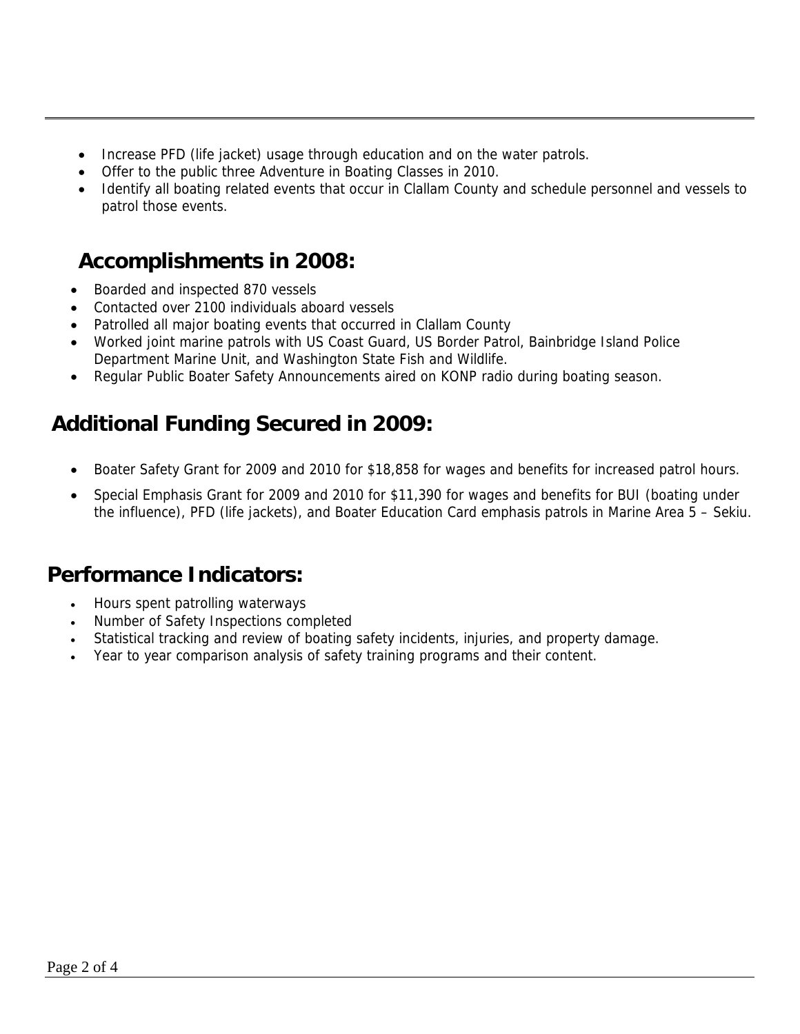- Increase PFD (life jacket) usage through education and on the water patrols.
- Offer to the public three Adventure in Boating Classes in 2010.
- Identify all boating related events that occur in Clallam County and schedule personnel and vessels to patrol those events.

## Accomplishments in 2008:

- Boarded and inspected 870 vessels
- Contacted over 2100 individuals aboard vessels
- Patrolled all major boating events that occurred in Clallam County
- Worked joint marine patrols with US Coast Guard, US Border Patrol, Bainbridge Island Police Department Marine Unit, and Washington State Fish and Wildlife.
- Regular Public Boater Safety Announcements aired on KONP radio during boating season.

## Additional Funding Secured in 2009:

- Boater Safety Grant for 2009 and 2010 for $18,858 for wages and benefits for increased patrol hours.
- Special Emphasis Grant for 2009 and 2010 for $11,390 for wages and benefits for BUI (boating under the influence), PFD (life jackets), and Boater Education Card emphasis patrols in Marine Area 5 – Sekiu.

## Performance Indicators:

- Hours spent patrolling waterways
- Number of Safety Inspections completed
- Statistical tracking and review of boating safety incidents, injuries, and property damage.
- Year to year comparison analysis of safety training programs and their content.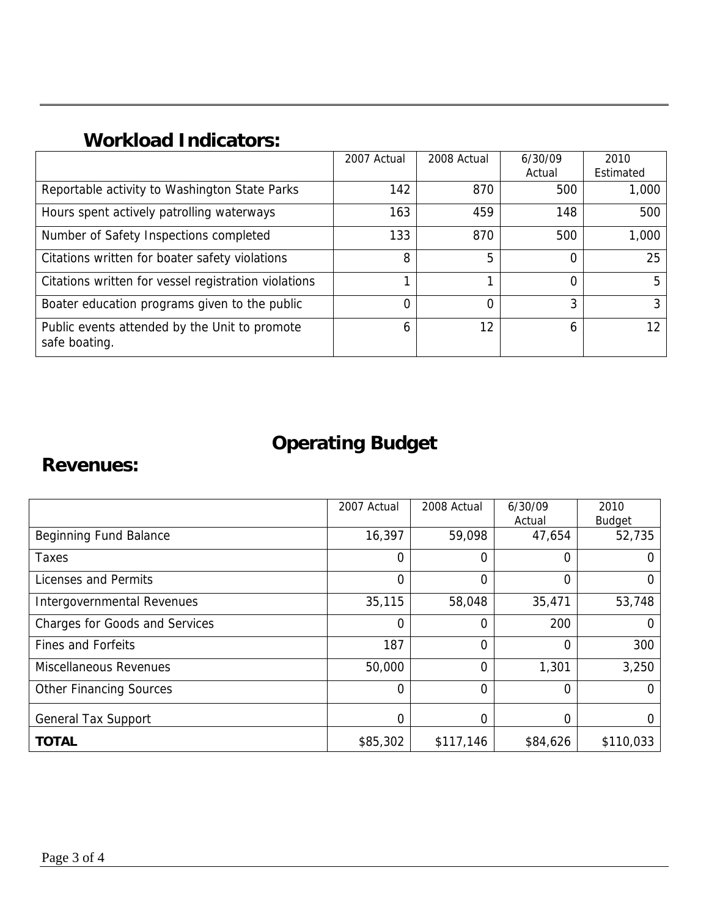## Workload Indicators:

| | 2007 Actual | 2008 Actual | 6/30/09 Actual | 2010 Estimated |
|---|---|---|---|---|
| Reportable activity to Washington State Parks | 142 | 870 | 500 | 1,000 |
| Hours spent actively patrolling waterways | 163 | 459 | 148 | 500 |
| Number of Safety Inspections completed | 133 | 870 | 500 | 1,000 |
| Citations written for boater safety violations | 8 | 5 | 0 | 25 |
| Citations written for vessel registration violations | 1 | 1 | 0 | 5 |
| Boater education programs given to the public | 0 | 0 | 3 | 3 |
| Public events attended by the Unit to promote safe boating. | 6 | 12 | 6 | 12 |

# Operating Budget

## Revenues:

| | 2007 Actual | 2008 Actual | 6/30/09 Actual | 2010 Budget |
|---|---|---|---|---|
| Beginning Fund Balance | 16,397 | 59,098 | 47,654 | 52,735 |
| Taxes | 0 | 0 | 0 | 0 |
| Licenses and Permits | 0 | 0 | 0 | 0 |
| Intergovernmental Revenues | 35,115 | 58,048 | 35,471 | 53,748 |
| Charges for Goods and Services | 0 | 0 | 200 | 0 |
| Fines and Forfeits | 187 | 0 | 0 | 300 |
| Miscellaneous Revenues | 50,000 | 0 | 1,301 | 3,250 |
| Other Financing Sources | 0 | 0 | 0 | 0 |
| General Tax Support | 0 | 0 | 0 | 0 |
| **TOTAL** | $85,302 | $117,146 | $84,626 | $110,033 |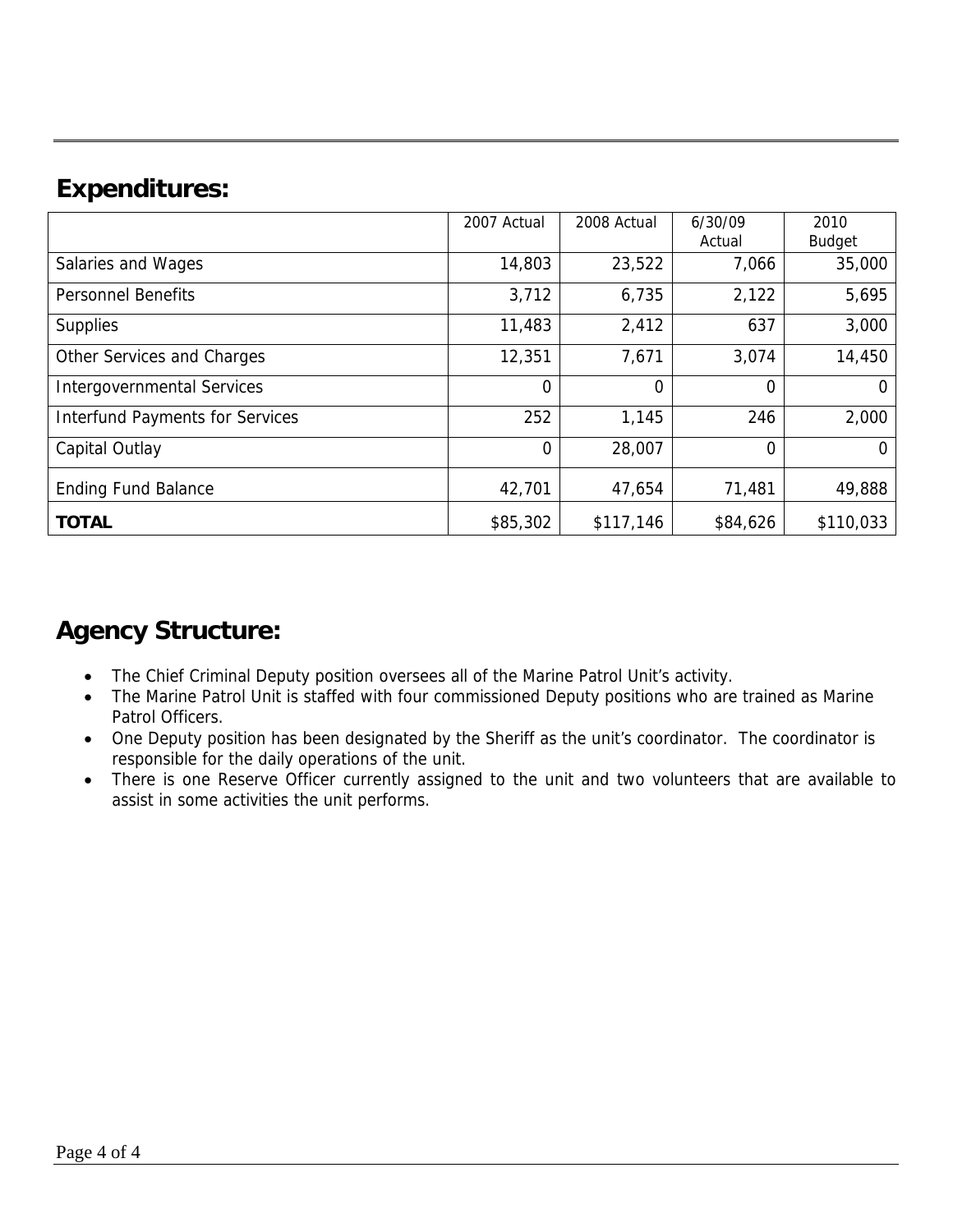## Expenditures:

| | 2007 Actual | 2008 Actual | 6/30/09 Actual | 2010 Budget |
|---|---|---|---|---|
| Salaries and Wages | 14,803 | 23,522 | 7,066 | 35,000 |
| Personnel Benefits | 3,712 | 6,735 | 2,122 | 5,695 |
| Supplies | 11,483 | 2,412 | 637 | 3,000 |
| Other Services and Charges | 12,351 | 7,671 | 3,074 | 14,450 |
| Intergovernmental Services | 0 | 0 | 0 | 0 |
| Interfund Payments for Services | 252 | 1,145 | 246 | 2,000 |
| Capital Outlay | 0 | 28,007 | 0 | 0 |
| Ending Fund Balance | 42,701 | 47,654 | 71,481 | 49,888 |
| **TOTAL** | $85,302 | $117,146 | $84,626 | $110,033 |

## Agency Structure:

- The Chief Criminal Deputy position oversees all of the Marine Patrol Unit's activity.
- The Marine Patrol Unit is staffed with four commissioned Deputy positions who are trained as Marine Patrol Officers.
- One Deputy position has been designated by the Sheriff as the unit's coordinator. The coordinator is responsible for the daily operations of the unit.
- There is one Reserve Officer currently assigned to the unit and two volunteers that are available to assist in some activities the unit performs.